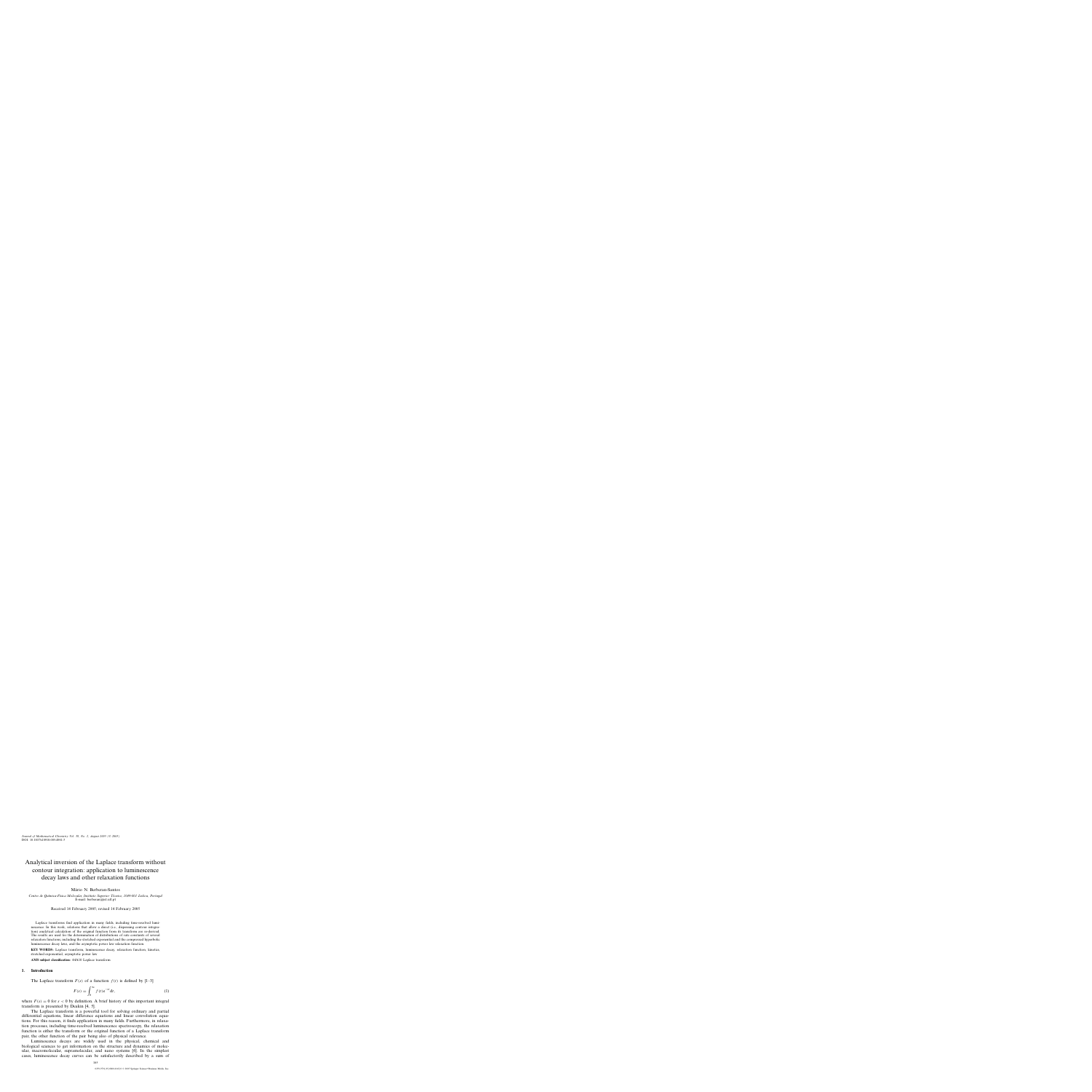# Analytical inversion of the Laplace transform without contour integration: application to luminescence decay laws and other relaxation functions

Mário N. Berberan-Santos

*Centro de Química-Física Molecular, Instituto Superior Técnico, 1049-001 Lisboa, Portugal*
E-mail: berberan@ist.utl.pt

Received 14 February 2005; revised 14 February 2005

Laplace transforms find application in many fields, including time-resolved luminescence. In this work, relations that allow a direct (i.e., dispensing contour integration) analytical calculation of the original function from its transform are re-derived. The results are used for the determination of distributions of rate constants of several relaxation functions, including the stretched exponential and the compressed hyperbolic luminescence decay laws, and the asymptotic power law relaxation function.

**KEY WORDS:** Laplace transform, luminescence decay, relaxation function, kinetics, stretched exponential, asymptotic power law

**AMS subject classification:** 44A10 Laplace transform

## 1. Introduction

The Laplace transform $F(s)$ of a function $f(t)$ is defined by [1–3]

$$F(s) = \int_0^\infty f(t) e^{-st} dt, \tag{1}$$

where $F(s) = 0$ for $t < 0$ by definition. A brief history of this important integral transform is presented by Deakin [4, 5].

The Laplace transform is a powerful tool for solving ordinary and partial differential equations, linear difference equations and linear convolution equations. For this reason, it finds application in many fields. Furthermore, in relaxation processes, including time-resolved luminescence spectroscopy, the relaxation function is either the transform or the original function of a Laplace transform pair, the other function of the pair being also of physical relevance.

Luminescence decays are widely used in the physical, chemical and biological sciences to get information on the structure and dynamics of molecular, macromolecular, supramolecular, and nano systems [6]. In the simplest cases, luminescence decay curves can be satisfactorily described by a sum of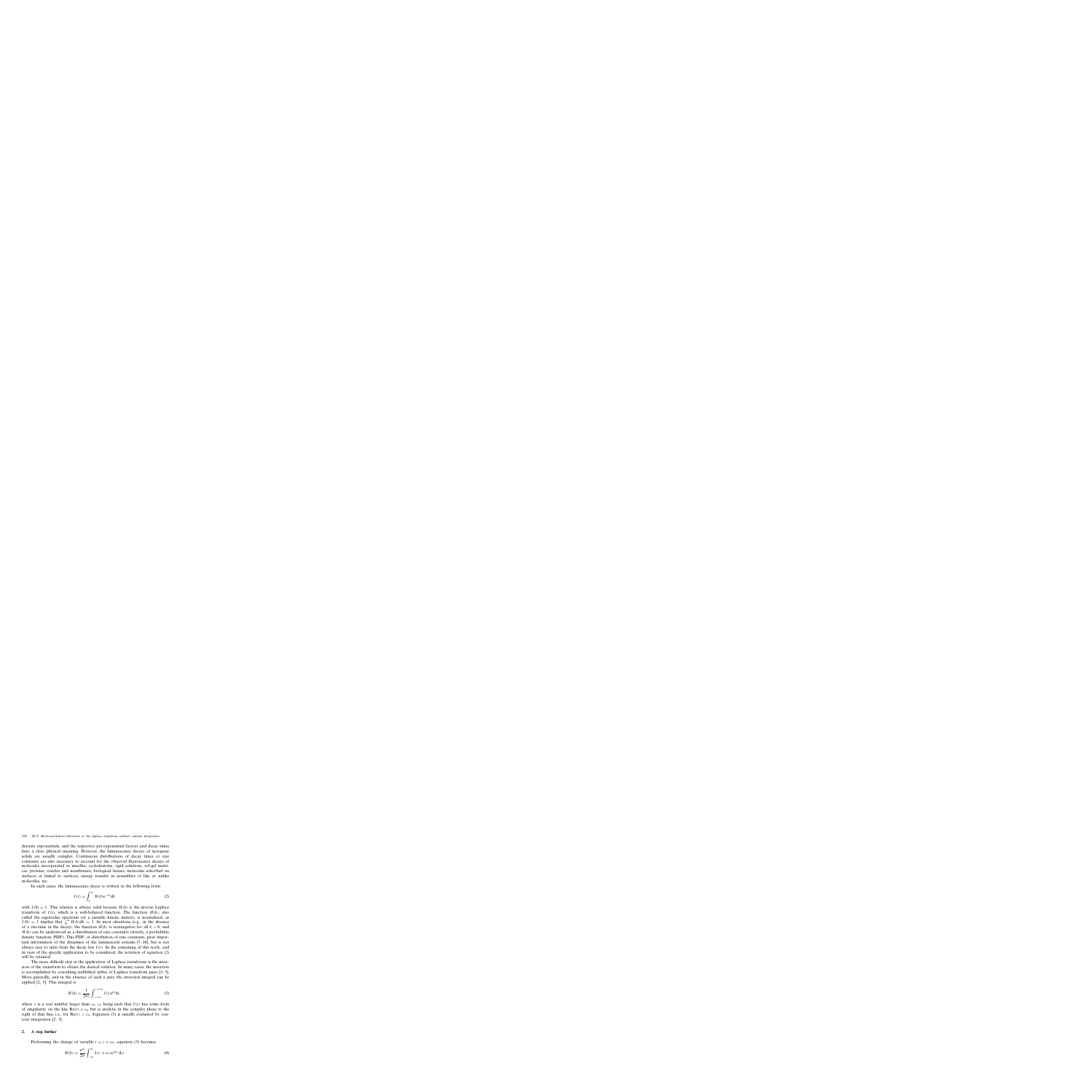discrete exponentials, and the respective pre-exponential factors and decay times have a clear physical meaning. However, the luminescence decays of inorganic solids are usually complex. Continuous distributions of decay times or rate constants are also necessary to account for the observed fluorescence decays of molecules incorporated in micelles, cyclodextrins, rigid solutions, sol-gel matrices, proteins, vesicles and membranes, biological tissues, molecules adsorbed on surfaces or linked to surfaces, energy transfer in assemblies of like or unlike molecules, etc.

In such cases, the luminescence decay is written in the following form:

$$I(t) = \int_0^\infty H(k)e^{-kt}\mathrm{d}k \tag{2}$$

with $I(0) = 1$. This relation is always valid because $H(k)$ is the inverse Laplace transform of $I(t)$, which is a well-behaved function. The function $H(k)$, also called the eigenvalue spectrum (of a suitable kinetic matrix), is normalized, as $I(0) = 1$ implies that $\int_0^\infty H(k)\mathrm{d}k = 1$. In most situations (e.g., in the absence of a rise-time in the decay), the function $H(k)$ is nonnegative for all $k > 0$, and $H(k)$ can be understood as a distribution of rate constants (strictly, a probability density function, PDF). This PDF, or distribution of rate constants, gives important information of the dynamics of the luminescent systems [7–10], but is not always easy to infer from the decay law $I(t)$. In the remaining of this work, and in view of the specific application to be considered, the notation of equation (2) will be retained.

The more difficult step in the application of Laplace transforms is the inversion of the transform to obtain the desired solution. In many cases, the inversion is accomplished by consulting published tables of Laplace transform pairs [1–3]. More generally, and in the absence of such a pair, the inversion integral can be applied [2, 3]. This integral is

$$H(k) = \frac{1}{2\pi i}\int_{c-i\infty}^{c+i\infty} I(t)e^{kt}\mathrm{d}t, \tag{3}$$

where $c$ is a real number larger than $c_0$, $c_0$ being such that $I(t)$ has some form of singularity on the line $\mathrm{Re}(t) = c_0$ but is analytic in the complex plane to the right of that line, i.e., for $\mathrm{Re}(t) > c_0$. Equation (3) is usually evaluated by contour integration [2, 3].

## 2. A step further

Performing the change of variable $t = c + i\omega$, equation (3) becomes

$$H(k) = \frac{e^{ck}}{2\pi}\int_{-\infty}^{\infty} I(c + i\omega)e^{i\omega k}\mathrm{d}\omega \tag{4}$$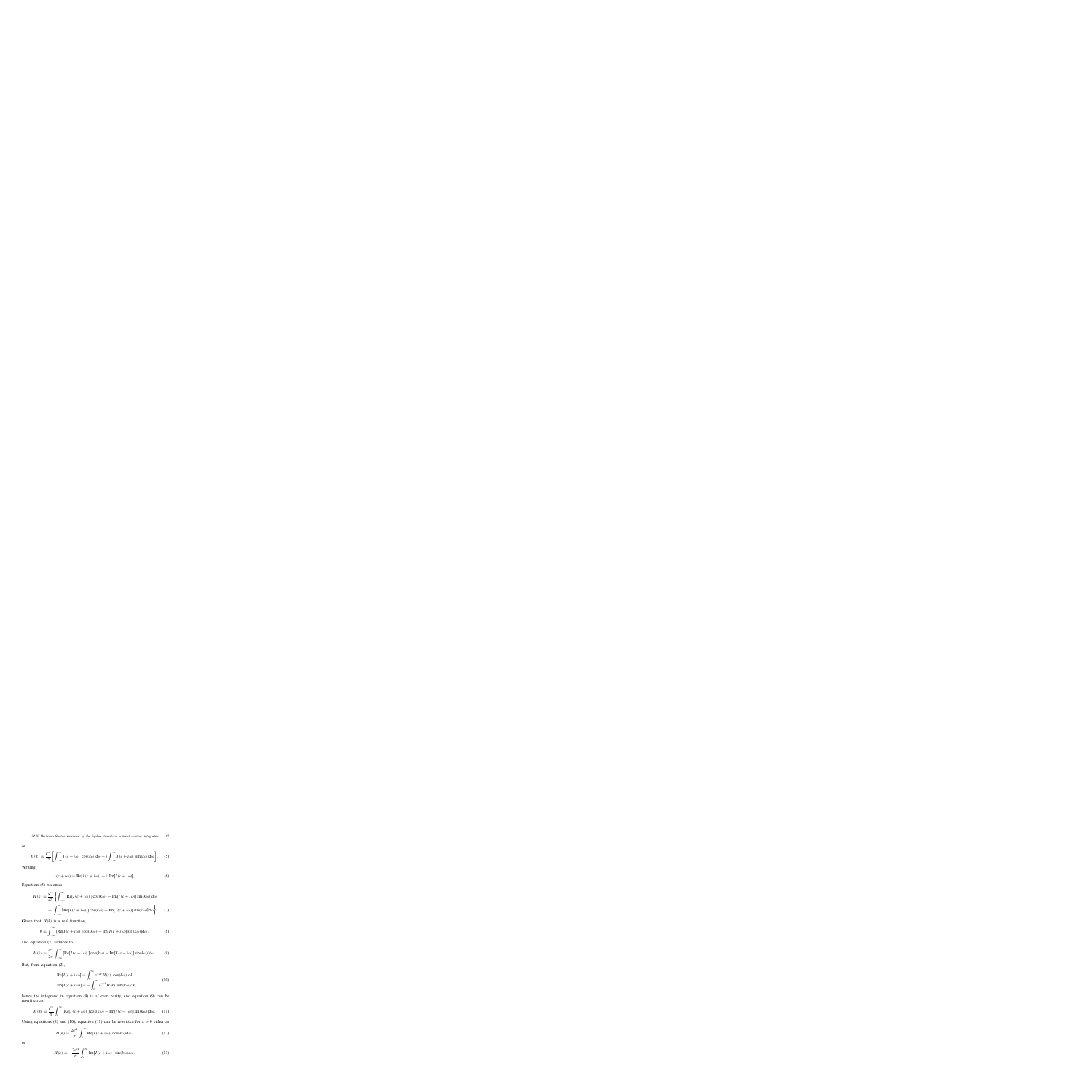or

$$H(k) = \frac{e^{ck}}{2\pi}\left[\int_{-\infty}^{\infty} I(c+i\omega)\ \cos(k\omega)\mathrm{d}\omega + i\int_{-\infty}^{\infty} I(c+i\omega)\ \sin(k\omega)\mathrm{d}\omega\right]. \tag{5}$$

Writing

$$I(c+i\omega) = \mathrm{Re}[I(c+i\omega)] + i\ \mathrm{Im}[I(c+i\omega)], \tag{6}$$

Equation (5) becomes

$$H(k) = \frac{e^{ck}}{2\pi}\left\{\int_{-\infty}^{\infty} [\mathrm{Re}[I(c+i\omega)]\cos(k\omega) - \mathrm{Im}[I(c+i\omega)]\sin(k\omega)]\mathrm{d}\omega\right.$$
$$\left. + i\int_{-\infty}^{\infty} [\mathrm{Re}[I(c+i\omega)]\cos(k\omega) + \mathrm{Im}[I(c+i\omega)]\sin(k\omega)]\mathrm{d}\omega\right\}. \tag{7}$$

Given that $H(k)$ is a real function,

$$0 = \int_{-\infty}^{\infty} [\mathrm{Re}[I(c+i\omega)]\cos(k\omega) + \mathrm{Im}[I(c+i\omega)]\sin(k\omega)]\mathrm{d}\omega, \tag{8}$$

and equation (7) reduces to

$$H(k) = \frac{e^{ck}}{2\pi}\int_{-\infty}^{\infty} [\mathrm{Re}[I(c+i\omega)]\cos(k\omega) - \mathrm{Im}[I(c+i\omega)]\sin(k\omega)]\mathrm{d}\omega. \tag{9}$$

But, from equation (2),

$$\begin{aligned} \mathrm{Re}[I(c+i\omega)] &= \int_0^{\infty} e^{-ck} H(k)\ \cos(k\omega)\ \mathrm{d}k \\ \mathrm{Im}[I(c+i\omega)] &= -\int_0^{\infty} e^{-ck} H(k)\ \sin(k\omega)\mathrm{d}k, \end{aligned} \tag{10}$$

hence the integrand in equation (9) is of even parity, and equation (9) can be rewritten as

$$H(k) = \frac{e^{ck}}{\pi}\int_0^{\infty} [\mathrm{Re}[I(c+i\omega)]\cos(k\omega) - \mathrm{Im}[I(c+i\omega)]\sin(k\omega)]\mathrm{d}\omega. \tag{11}$$

Using equations (8) and (10), equation (11) can be rewritten for $k > 0$ either as

$$H(k) = \frac{2e^{ck}}{\pi}\int_0^{\infty} \mathrm{Re}[I(c+i\omega)]\cos(k\omega)\mathrm{d}\omega, \tag{12}$$

or

$$H(k) = -\frac{2e^{ck}}{\pi}\int_0^{\infty} \mathrm{Im}[I(c+i\omega)]\sin(k\omega)\mathrm{d}\omega. \tag{13}$$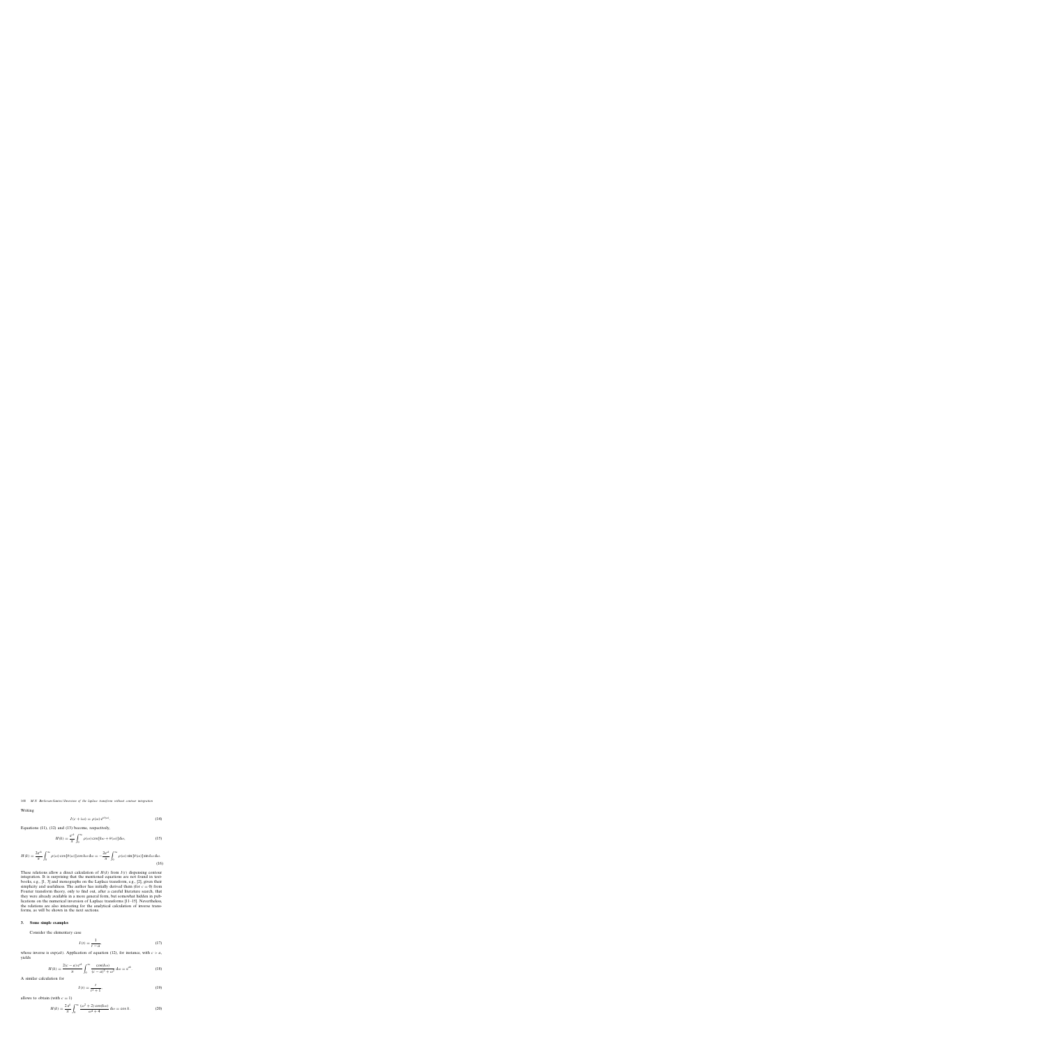Writing

$$I(c + i\omega) = \rho(\omega)\, e^{i\theta(\omega)}. \tag{14}$$

Equations (11), (12) and (13) become, respectively,

$$H(k) = \frac{e^{ck}}{\pi} \int_0^\infty \rho(\omega) \cos[k\omega + \theta(\omega)]\, d\omega, \tag{15}$$

$$H(k) = \frac{2e^{ck}}{\pi} \int_0^\infty \rho(\omega) \cos[\theta(\omega)] \cos k\omega \, d\omega = -\frac{2e^{ck}}{\pi} \int_0^\infty \rho(\omega) \sin[\theta(\omega)] \sin k\omega \, d\omega. \tag{16}$$

These relations allow a direct calculation of $H(k)$ from $I(t)$ dispensing contour integration. It is surprising that the mentioned equations are not found in textbooks, e.g., [1, 3] and monographs on the Laplace transform, e.g., [2], given their simplicity and usefulness. The author has initially derived them (for $c = 0$) from Fourier transform theory, only to find out, after a careful literature search, that they were already available in a more general form, but somewhat hidden in publications on the numerical inversion of Laplace transforms [11–15]. Nevertheless, the relations are also interesting for the analytical calculation of inverse transforms, as will be shown in the next sections.

## 3. Some simple examples

Consider the elementary case

$$I(t) = \frac{1}{t - a}, \tag{17}$$

whose inverse is $\exp(ak)$. Application of equation (12), for instance, with $c > a$, yields

$$H(k) = \frac{2(c-a)\, e^{ck}}{\pi} \int_0^\infty \frac{\cos(k\omega)}{(c-a)^2 + \omega^2}\, d\omega = e^{ak}. \tag{18}$$

A similar calculation for

$$I(t) = \frac{t}{t^2 + 1}, \tag{19}$$

allows to obtain (with $c = 1$)

$$H(k) = \frac{2\, e^k}{\pi} \int_0^\infty \frac{(\omega^2 + 2)\cos(k\omega)}{\omega^4 + 4}\, d\omega = \cos k. \tag{20}$$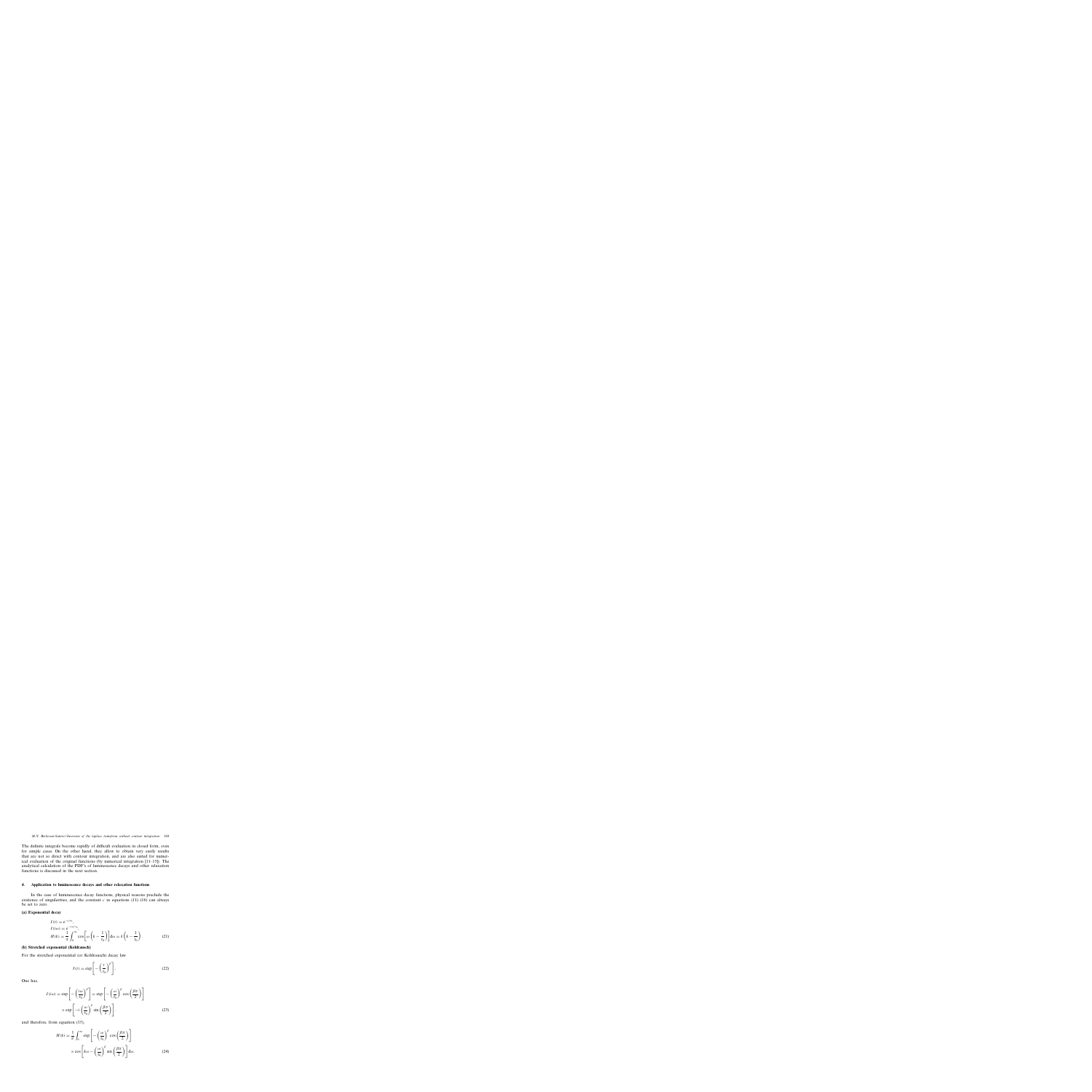The definite integrals become rapidly of difficult evaluation in closed form, even for simple cases. On the other hand, they allow to obtain very easily results that are not so direct with contour integration, and are also suited for numerical evaluation of the original functions (by numerical integration [11–15]). The analytical calculation of the PDF's of luminescence decays and other relaxation functions is discussed in the next section.

## 4. Application to luminescence decays and other relaxation functions

In the case of luminescence decay functions, physical reasons preclude the existence of singularities, and the constant $c$ in equations (11)–(18) can always be set to zero.

### (a) Exponential decay

$$
\begin{aligned}
&I(t) = e^{-t/\tau_0},\\
&\tilde{I}(i\omega) = e^{-i\omega/\tau_0},\\
&H(k) = \frac{1}{\pi}\int_0^{\infty} \cos\left[\omega\left(k - \frac{1}{\tau_0}\right)\right] d\omega = \delta\left(k - \frac{1}{\tau_0}\right).
\end{aligned}
\tag{21}
$$

### (b) Stretched exponential (Kohlrausch)

For the stretched exponential (or Kohlrausch) decay law

$$
I(t) = \exp\left[-\left(\frac{t}{\tau_0}\right)^{\beta}\right].
\tag{22}
$$

One has,

$$
\begin{aligned}
\tilde{I}(i\omega) = \exp\left[-\left(\frac{i\omega}{\tau_0}\right)^{\beta}\right] &= \exp\left[-\left(\frac{\omega}{\tau_0}\right)^{\beta}\cos\left(\frac{\beta\pi}{2}\right)\right]\\
&\times \exp\left[-i\left(\frac{\omega}{\tau_0}\right)^{\beta}\sin\left(\frac{\beta\pi}{2}\right)\right]
\end{aligned}
\tag{23}
$$

and therefore, from equation (15),

$$
\begin{aligned}
H(k) = \frac{1}{\pi}\int_0^{\infty} &\exp\left[-\left(\frac{\omega}{\tau_0}\right)^{\beta}\cos\left(\frac{\beta\pi}{2}\right)\right]\\
&\times \cos\left[k\omega - \left(\frac{\omega}{\tau_0}\right)^{\beta}\sin\left(\frac{\beta\pi}{2}\right)\right] d\omega.
\end{aligned}
\tag{24}
$$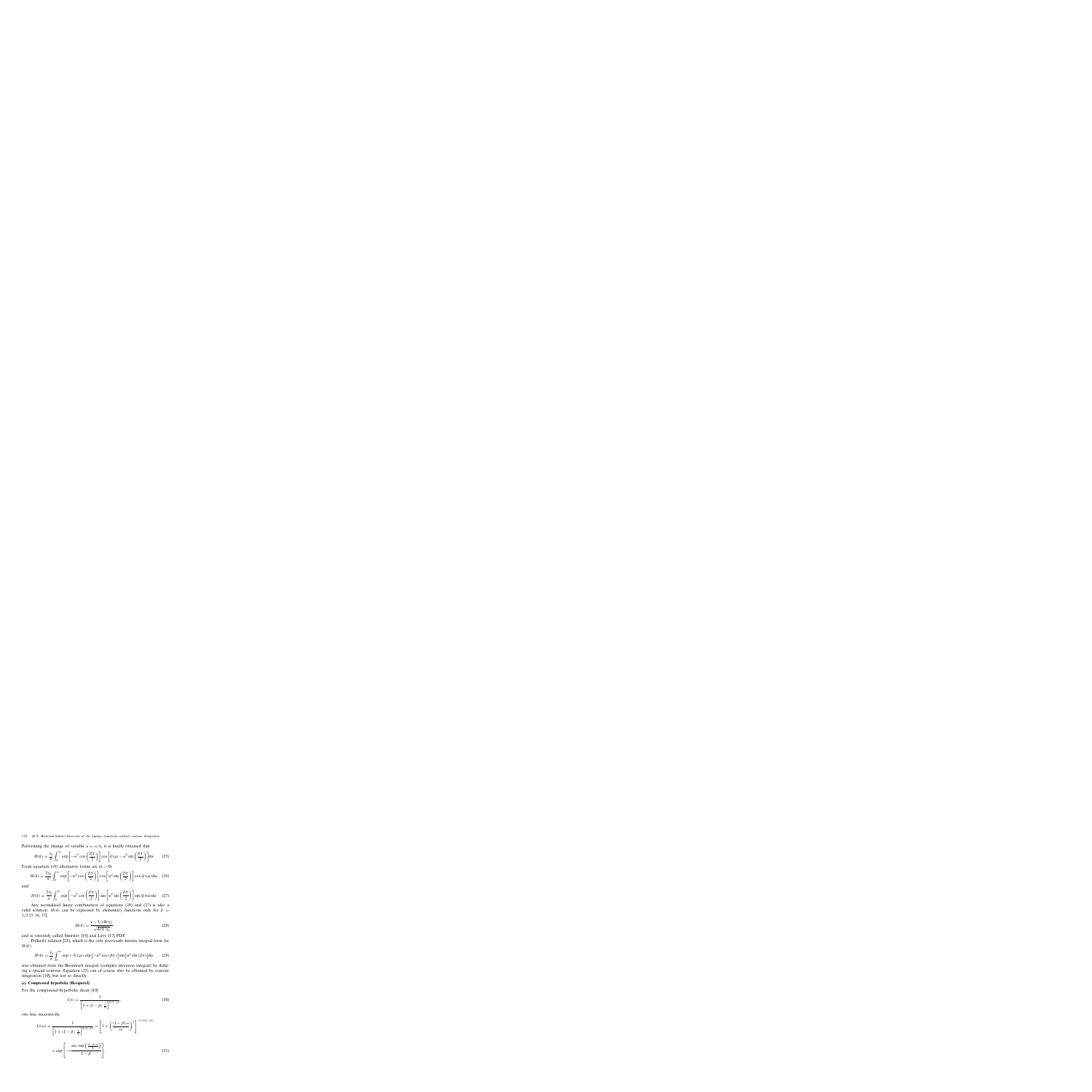Performing the change of variable $u = \omega/\tau_0$ it is finally obtained that

$$H(k) = \frac{\tau_0}{\pi} \int_0^{\infty} \exp\left[-u^{\beta} \cos\left(\frac{\beta\pi}{2}\right)\right] \cos\left[k\tau_0 u - u^{\beta} \sin\left(\frac{\beta\pi}{2}\right)\right] du. \quad (25)$$

From equation (18) alternative forms are ($k > 0$)

$$H(k) = \frac{2\tau_0}{\pi} \int_0^{\infty} \exp\left[-u^{\beta} \cos\left(\frac{\beta\pi}{2}\right)\right] \cos\left[u^{\beta} \sin\left(\frac{\beta\pi}{2}\right)\right] \cos(k\tau_0 u) du, \quad (26)$$

and

$$H(k) = \frac{2\tau_0}{\pi} \int_0^{\infty} \exp\left[-u^{\beta} \cos\left(\frac{\beta\pi}{2}\right)\right] \sin\left[u^{\beta} \sin\left(\frac{\beta\pi}{2}\right)\right] \sin(k\tau_0 u) du. \quad (27)$$

Any normalised linear combination of equations (26) and (27) is also a valid solution. $H(k)$ can be expressed by elementary functions only for $\beta = 1/2$ [5, 16, 17],

$$H(k) = \frac{e^{-1/(4k\tau_0)}}{\sqrt{4\pi k^3 \tau_0}}, \quad (28)$$

and is variously called Smirnov [16] and Lévy [17] PDF.

Pollard's relation [18], which is the only previously known integral form for $H(k)$,

$$H(k) = \frac{\tau_0}{\pi} \int_0^{\infty} \exp(-k\tau_0 u) \exp\left[-u^{\beta} \cos(\beta\pi)\right] \sin\left[u^{\beta} \sin(\beta\pi)\right] du. \quad (29)$$

was obtained from the Bromwich integral (complex inversion integral) by defining a special contour. Equation (25) can of course also be obtained by contour integration [10], but not so directly.

**(c) Compressed hyperbola (Becquerel)**

For the compressed hyperbolic decay [10]

$$I(t) = \frac{1}{\left[1 + (1-\beta)\frac{t}{\tau_0}\right]^{1/(1-\beta)}}, \quad (30)$$

one has, successively,

$$I(i\omega) = \frac{1}{\left[1 + (1-\beta)\frac{i\omega}{\tau_0}\right]^{1/(1-\beta)}} = \left[1 + \left(\frac{(1-\beta)\omega}{\tau_0}\right)^2\right]^{-1/2(1-\beta)}$$

$$\times \exp\left[-i\frac{\arctan\left(\frac{(1-\beta)\omega}{\tau_0}\right)}{1-\beta}\right], \quad (31)$$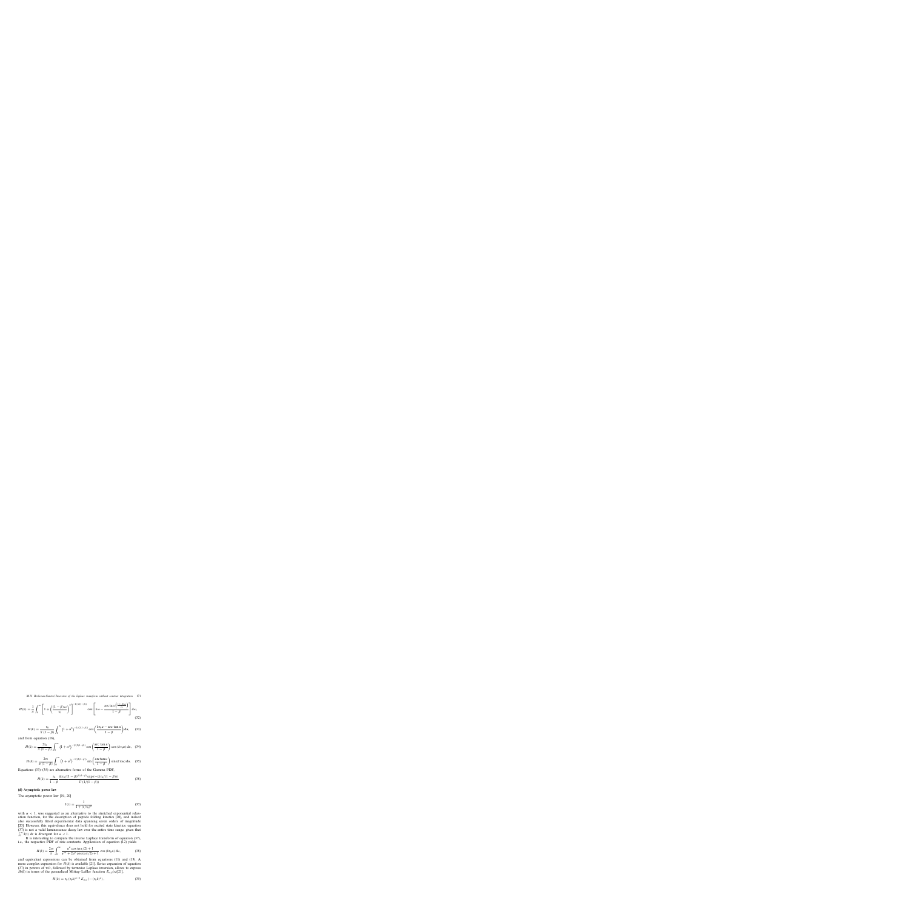$$H(k) = \frac{1}{\pi} \int_0^{\infty} \left[ 1 + \left( \frac{(1-\beta)\,\omega}{\tau_0} \right)^2 \right]^{-1/(2(1-\beta))} \cos\left[ k\omega - \frac{\arctan\left( \frac{(1-\beta)\,\omega}{\tau_0} \right)}{1-\beta} \right] d\omega, \tag{32}$$

$$H(k) = \frac{\tau_0}{\pi\,(1-\beta)} \int_0^{\infty} \left(1+u^2\right)^{-1/(2(1-\beta))} \cos\left( \frac{k\tau_0 u - \arctan u}{1-\beta} \right) du, \tag{33}$$

and from equation (16),

$$H(k) = \frac{2\tau_0}{\pi\,(1-\beta)} \int_0^{\infty} \left(1+u^2\right)^{-1/(2(1-\beta))} \cos\left( \frac{\arctan u}{1-\beta} \right) \cos\left(k\tau_0 u\right) du, \tag{34}$$

$$H(k) = \frac{2\tau_0}{\pi\,(1-\beta)} \int_0^{\infty} \left(1+u^2\right)^{-1/(2(1-\beta))} \sin\left( \frac{\arctan u}{1-\beta} \right) \sin\left(k\tau_0 u\right) du. \tag{35}$$

Equations (33)–(35) are alternative forms of the Gamma PDF,

$$H(k) = \frac{\tau_0}{1-\beta} \frac{\left(k\tau_0/(1-\beta)\right)^{\beta/(1-\beta)} \exp\left(-(k\tau_0/(1-\beta))\right)}{\Gamma\left(1/(1-\beta)\right)}. \tag{36}$$

**(d) Asymptotic power law**

The asymptotic power law [19, 20]

$$I(t) = \frac{1}{1+(t/\tau_0)^{\alpha}} \tag{37}$$

with $\alpha < 1$, was suggested as an alternative to the stretched exponential relaxation function, for the description of peptide folding kinetics [20], and indeed also successfully fitted experimental data spanning seven orders of magnitude [20]. However, this equivalence does not hold for excited state kinetics: equation (37) is not a valid luminescence decay law over the entire time range, given that $\int_0^{\infty} I(t)\, dt$ is divergent for $\alpha < 1$.

It is interesting to compute the inverse Laplace transform of equation (37), i.e., the respective PDF of rate constants. Application of equation (12) yields

$$H(k) = \frac{2\tau_0}{\pi} \int_0^{\infty} \frac{u^{\alpha} \cos\left(\alpha\pi/2\right) + 1}{u^{2\alpha} + 2u^{\alpha}\cos\left(\alpha\pi/2\right) + 1} \cos\left(k\tau_0 u\right) du. \tag{38}$$

and equivalent expressions can be obtained from equations (11) and (13). A more complex expression for $H(k)$ is available [21]. Series expansion of equation (37) in powers of $\tau_0/t$, followed by termwise Laplace inversion, allows to express $H(k)$ in terms of the generalized Mittag–Leffler function $E_{\alpha,\beta}(x)$ [23],

$$H(k) = \tau_0 \left(\tau_0 k\right)^{\alpha-1} E_{\alpha,\alpha}\left(-\left(\tau_0 k\right)^{\alpha}\right), \tag{39}$$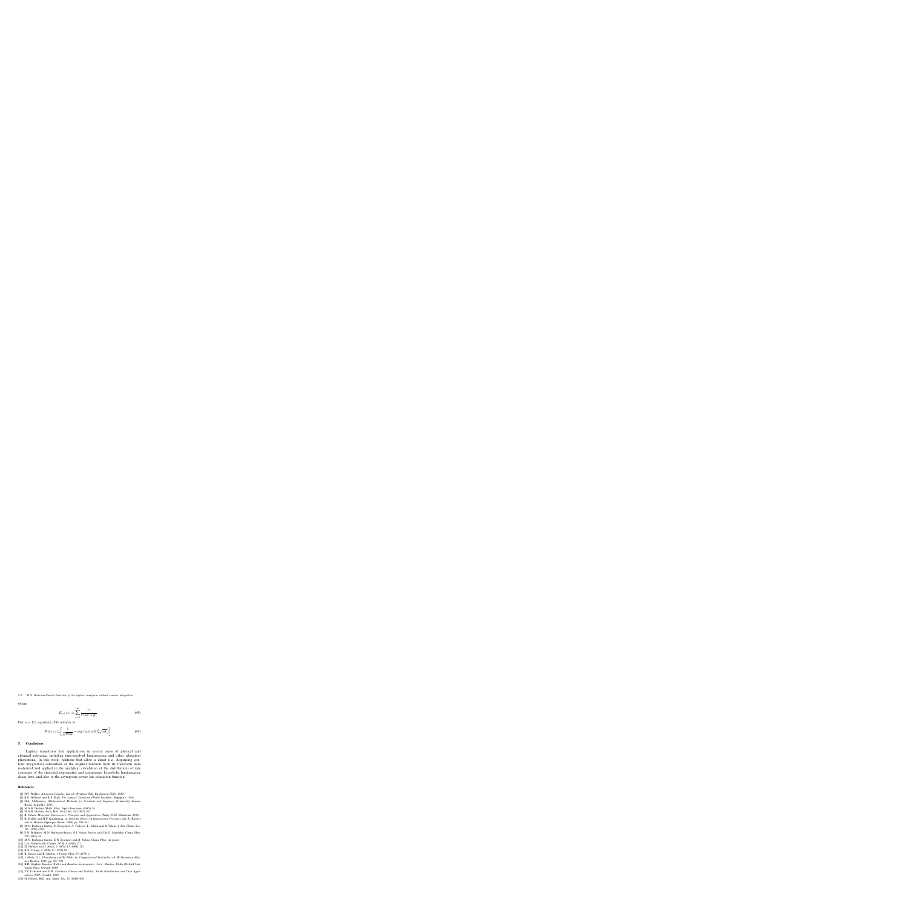where

$$E_{\alpha,\beta}(x) = \sum_{n=0}^{\infty} \frac{x^n}{\Gamma(\alpha n + \beta)} \tag{40}$$

For $\alpha = 1/2$ equation (38) reduces to

$$H(k) = \tau_0 \left[ \frac{1}{\sqrt{\pi \tau_0 k}} - \exp(\tau_0 k) \operatorname{erfc}\left(\sqrt{\tau_0 k}\right) \right]. \tag{41}$$

## 5. Conclusions

Laplace transforms find applications in several areas of physical and chemical relevance, including time-resolved luminescence and other relaxation phenomena. In this work, relations that allow a direct (i.e., dispensing contour integration) calculation of the original function from its transform were re-derived and applied to the analytical calculation of the distributions of rate constants of the stretched exponential and compressed hyperbolic luminescence decay laws, and also to the asymptotic power law relaxation function.

## References

[1] D.V. Widder, *Advanced Calculus*, 2nd ed. (Prentice-Hall, Englewood Cliffs, 1947).
[2] R.E. Bellman and R.S. Roth, *The Laplace Transform* (World Scientific, Singapore, 1984).
[3] D.A. McQuarrie, *Mathematical Methods for Scientists and Engineers* (University Science Books, Sausalito, 2003).
[4] M.A.B. Deakin, Math. Educ. April–June issue (1985) 24.
[5] M.A.B. Deakin, Arch. Hist. Exact Sci. 44 (1992) 265.
[6] B. Valeur, *Molecular Fluorescence. Principles and Applications* (Wiley-VCH, Weinheim, 2002).
[7] B. Mollay and H.F. Kauffmann, in: *Disorder Effects on Relaxational Processes*, eds. R. Richert and A. Blumen (Springer, Berlin, 1994) pp. 509–541.
[8] M.N. Berberan-Santos, P. Choppinet, A. Fedorov, L. Jullien and B. Valeur, J. Am. Chem. Soc. 121 (1999) 2526.
[9] E.N. Bodunov, M.N. Berberan-Santos, E.J. Nunes Pereira and J.M.G. Martinho, Chem. Phys. 259 (2000) 49.
[10] M.N. Berberan-Santos, E.N. Bodunov and B. Valeur, Chem. Phys. (in press).
[11] L.A. Schmittroth, Comm. ACM 3 (1960) 171.
[12] H. Dubner and J. Abate, J. ACM 15 (1968) 115.
[13] K.S. Crump, J. ACM 23 (1976) 89.
[14] B. Davies and B. Martin, J. Comp. Phys. 33 (1979) 1.
[15] J. Abate, G.L. Choudhury and W. Whitt, in: *Computational Probability*, ed. W. Grassman (Kluwer, Boston, 1999) pp. 257–323.
[16] B.D. Hughes, *Random Walks and Random Environments. Vol 1: Random Walks* (Oxford University Press, Oxford, 1995).
[17] V.V. Uchaikin and V.M. Zolotarev, *Chance and Stability. Stable Distributions and Their Applications* (VSP, Utrecht, 1999).
[18] H. Pollard, Bull. Am. Math. Soc. 52 (1946) 908.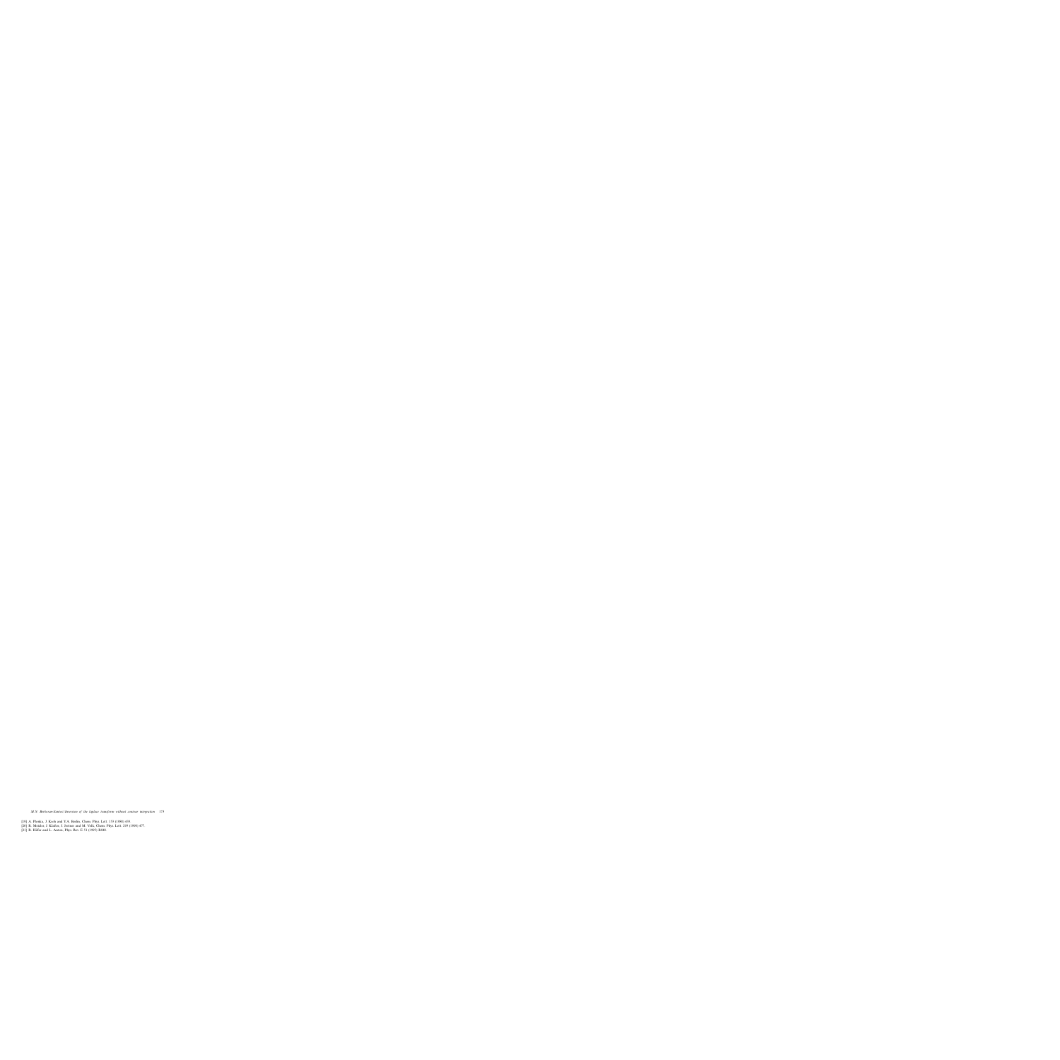[19] A. Plonka, J. Kroh and Y.A. Berlin, Chem. Phys. Lett. 153 (1988) 433.
[20] R. Metzler, J. Klafter, J. Jortner and M. Volk, Chem. Phys. Lett. 293 (1998) 477.
[21] R. Hilfer and L. Anton, Phys. Rev. E 51 (1995) R848.